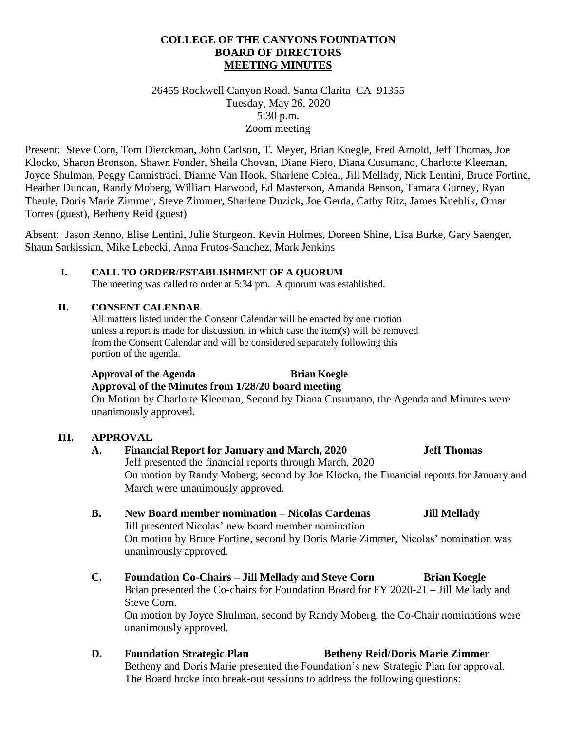# COLLEGE OF THE CANYONS FOUNDATION
# BOARD OF DIRECTORS
# MEETING MINUTES

26455 Rockwell Canyon Road, Santa Clarita CA 91355
Tuesday, May 26, 2020
5:30 p.m.
Zoom meeting

Present: Steve Corn, Tom Dierckman, John Carlson, T. Meyer, Brian Koegle, Fred Arnold, Jeff Thomas, Joe Klocko, Sharon Bronson, Shawn Fonder, Sheila Chovan, Diane Fiero, Diana Cusumano, Charlotte Kleeman, Joyce Shulman, Peggy Cannistraci, Dianne Van Hook, Sharlene Coleal, Jill Mellady, Nick Lentini, Bruce Fortine, Heather Duncan, Randy Moberg, William Harwood, Ed Masterson, Amanda Benson, Tamara Gurney, Ryan Theule, Doris Marie Zimmer, Steve Zimmer, Sharlene Duzick, Joe Gerda, Cathy Ritz, James Kneblik, Omar Torres (guest), Betheny Reid (guest)

Absent: Jason Renno, Elise Lentini, Julie Sturgeon, Kevin Holmes, Doreen Shine, Lisa Burke, Gary Saenger, Shaun Sarkissian, Mike Lebecki, Anna Frutos-Sanchez, Mark Jenkins

## I. CALL TO ORDER/ESTABLISHMENT OF A QUORUM

The meeting was called to order at 5:34 pm. A quorum was established.

## II. CONSENT CALENDAR

All matters listed under the Consent Calendar will be enacted by one motion unless a report is made for discussion, in which case the item(s) will be removed from the Consent Calendar and will be considered separately following this portion of the agenda.

**Approval of the Agenda** **Brian Koegle**
**Approval of the Minutes from 1/28/20 board meeting**
On Motion by Charlotte Kleeman, Second by Diana Cusumano, the Agenda and Minutes were unanimously approved.

## III. APPROVAL

**A. Financial Report for January and March, 2020** **Jeff Thomas**
Jeff presented the financial reports through March, 2020
On motion by Randy Moberg, second by Joe Klocko, the Financial reports for January and March were unanimously approved.

**B. New Board member nomination – Nicolas Cardenas** **Jill Mellady**
Jill presented Nicolas' new board member nomination
On motion by Bruce Fortine, second by Doris Marie Zimmer, Nicolas' nomination was unanimously approved.

**C. Foundation Co-Chairs – Jill Mellady and Steve Corn** **Brian Koegle**
Brian presented the Co-chairs for Foundation Board for FY 2020-21 – Jill Mellady and Steve Corn.
On motion by Joyce Shulman, second by Randy Moberg, the Co-Chair nominations were unanimously approved.

**D. Foundation Strategic Plan** **Betheny Reid/Doris Marie Zimmer**
Betheny and Doris Marie presented the Foundation's new Strategic Plan for approval. The Board broke into break-out sessions to address the following questions: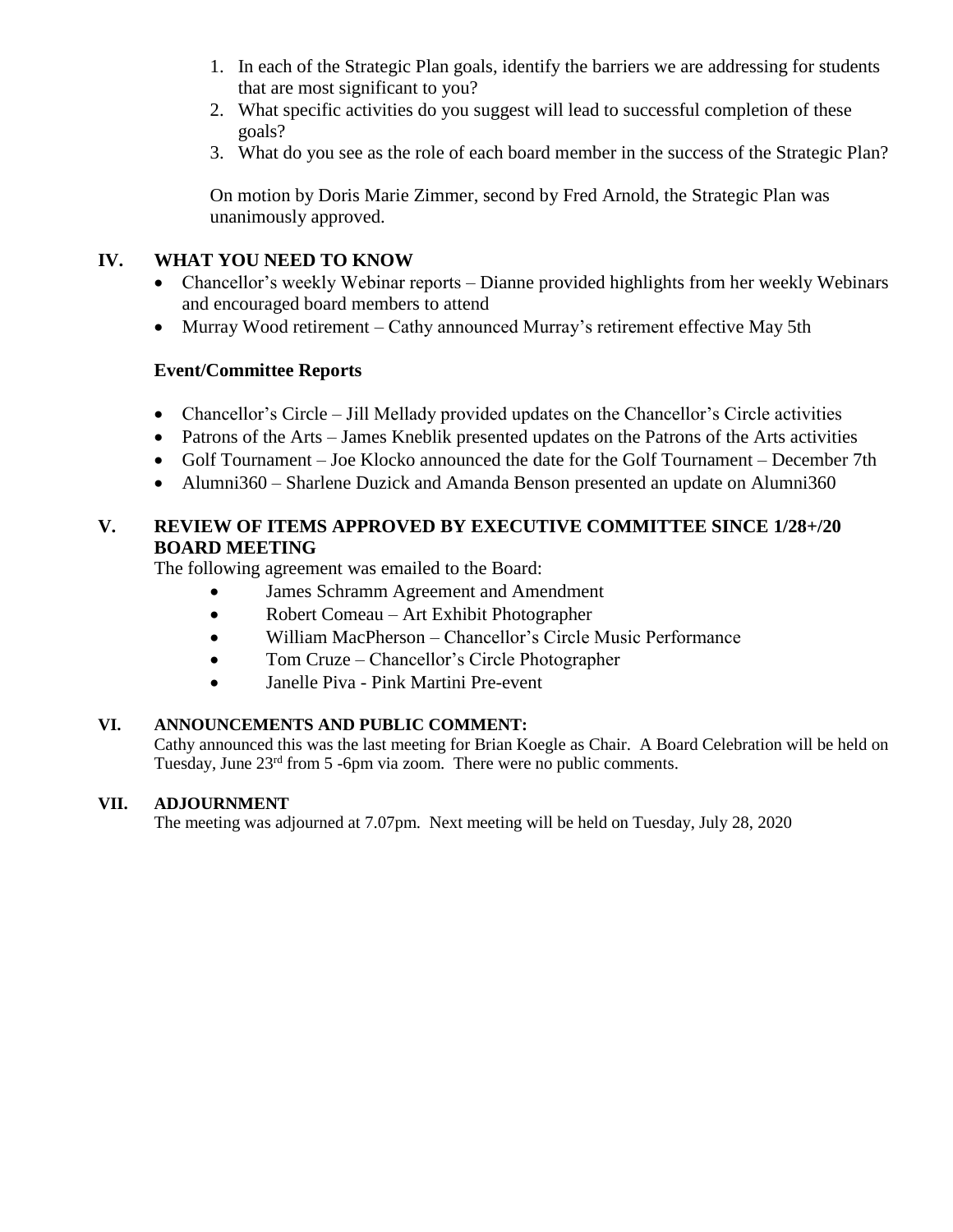1. In each of the Strategic Plan goals, identify the barriers we are addressing for students that are most significant to you?
2. What specific activities do you suggest will lead to successful completion of these goals?
3. What do you see as the role of each board member in the success of the Strategic Plan?

On motion by Doris Marie Zimmer, second by Fred Arnold, the Strategic Plan was unanimously approved.

## IV. WHAT YOU NEED TO KNOW

- Chancellor's weekly Webinar reports – Dianne provided highlights from her weekly Webinars and encouraged board members to attend
- Murray Wood retirement – Cathy announced Murray's retirement effective May 5th

### Event/Committee Reports

- Chancellor's Circle – Jill Mellady provided updates on the Chancellor's Circle activities
- Patrons of the Arts – James Kneblik presented updates on the Patrons of the Arts activities
- Golf Tournament – Joe Klocko announced the date for the Golf Tournament – December 7th
- Alumni360 – Sharlene Duzick and Amanda Benson presented an update on Alumni360

## V. REVIEW OF ITEMS APPROVED BY EXECUTIVE COMMITTEE SINCE 1/28+/20 BOARD MEETING

The following agreement was emailed to the Board:

- James Schramm Agreement and Amendment
- Robert Comeau – Art Exhibit Photographer
- William MacPherson – Chancellor's Circle Music Performance
- Tom Cruze – Chancellor's Circle Photographer
- Janelle Piva - Pink Martini Pre-event

## VI. ANNOUNCEMENTS AND PUBLIC COMMENT:

Cathy announced this was the last meeting for Brian Koegle as Chair. A Board Celebration will be held on Tuesday, June 23rd from 5 -6pm via zoom. There were no public comments.

## VII. ADJOURNMENT

The meeting was adjourned at 7.07pm. Next meeting will be held on Tuesday, July 28, 2020